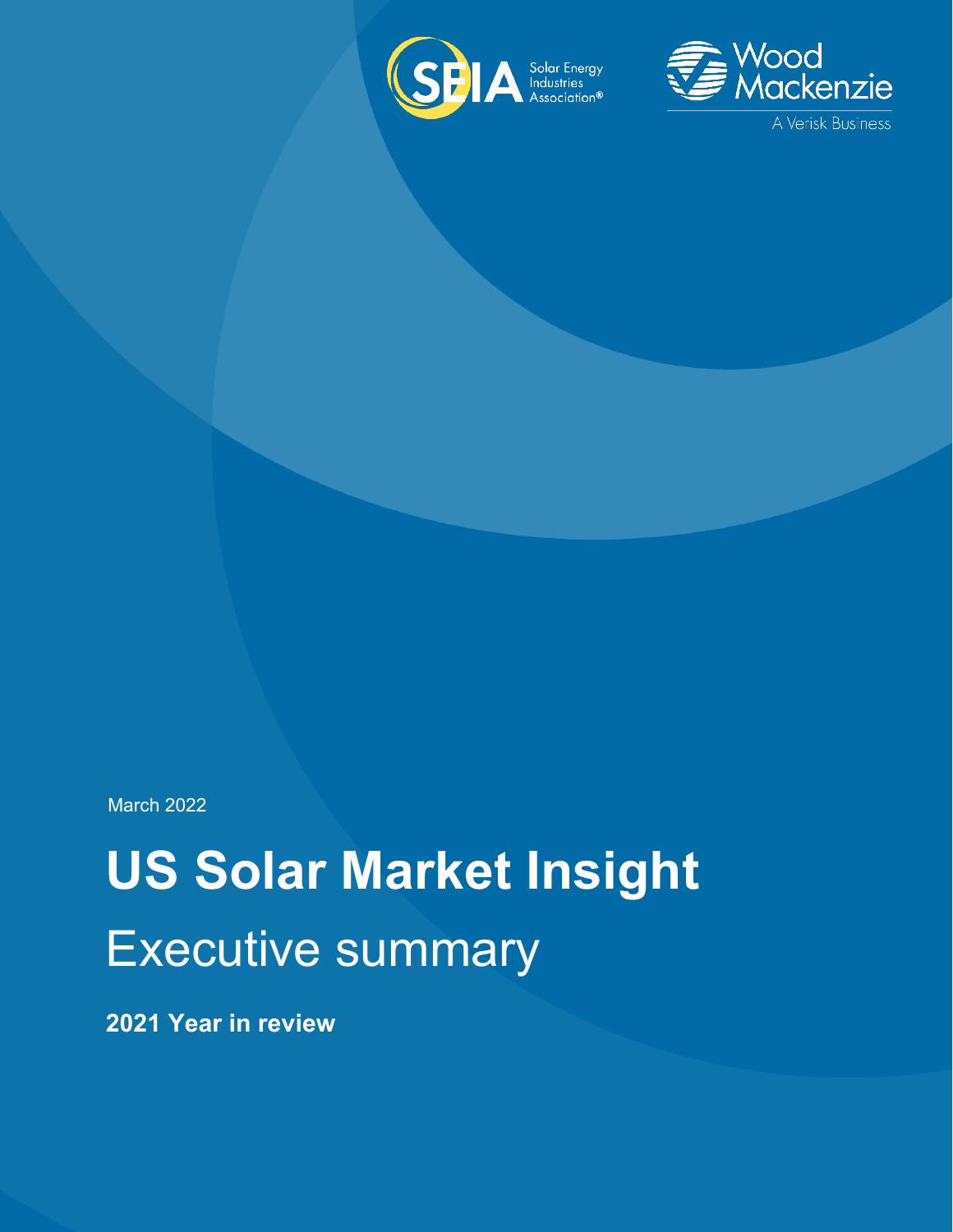Solar Energy Industries Association®

Wood Mackenzie

A Verisk Business

March 2022

# US Solar Market Insight

## Executive summary

**2021 Year in review**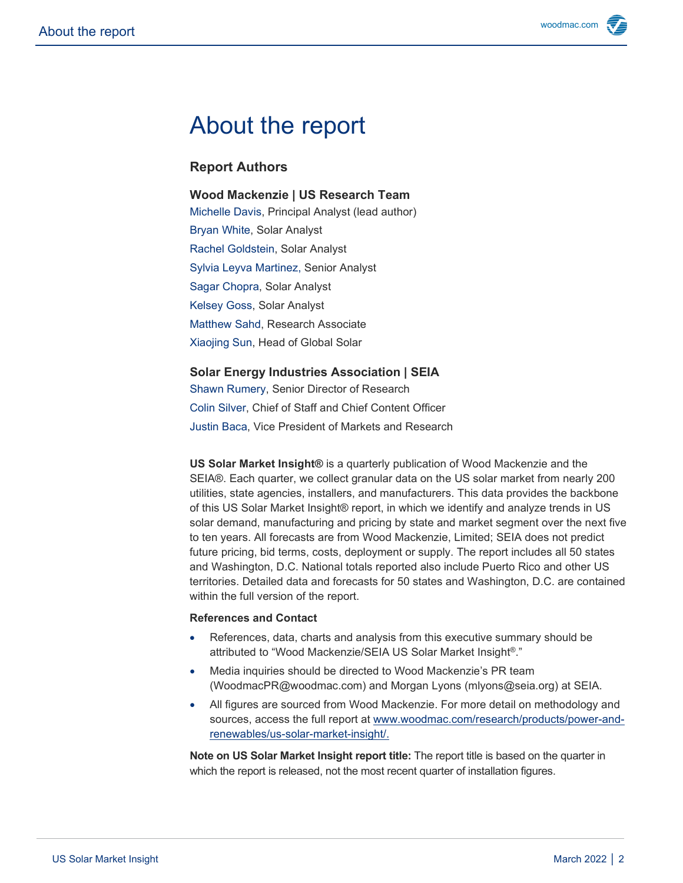# About the report

## Report Authors

### Wood Mackenzie | US Research Team

Michelle Davis, Principal Analyst (lead author)

Bryan White, Solar Analyst

Rachel Goldstein, Solar Analyst

Sylvia Leyva Martinez, Senior Analyst

Sagar Chopra, Solar Analyst

Kelsey Goss, Solar Analyst

Matthew Sahd, Research Associate

Xiaojing Sun, Head of Global Solar

### Solar Energy Industries Association | SEIA

Shawn Rumery, Senior Director of Research

Colin Silver, Chief of Staff and Chief Content Officer

Justin Baca, Vice President of Markets and Research

**US Solar Market Insight®** is a quarterly publication of Wood Mackenzie and the SEIA®. Each quarter, we collect granular data on the US solar market from nearly 200 utilities, state agencies, installers, and manufacturers. This data provides the backbone of this US Solar Market Insight® report, in which we identify and analyze trends in US solar demand, manufacturing and pricing by state and market segment over the next five to ten years. All forecasts are from Wood Mackenzie, Limited; SEIA does not predict future pricing, bid terms, costs, deployment or supply. The report includes all 50 states and Washington, D.C. National totals reported also include Puerto Rico and other US territories. Detailed data and forecasts for 50 states and Washington, D.C. are contained within the full version of the report.

**References and Contact**

- References, data, charts and analysis from this executive summary should be attributed to "Wood Mackenzie/SEIA US Solar Market Insight®."
- Media inquiries should be directed to Wood Mackenzie's PR team (WoodmacPR@woodmac.com) and Morgan Lyons (mlyons@seia.org) at SEIA.
- All figures are sourced from Wood Mackenzie. For more detail on methodology and sources, access the full report at www.woodmac.com/research/products/power-and-renewables/us-solar-market-insight/.

**Note on US Solar Market Insight report title:** The report title is based on the quarter in which the report is released, not the most recent quarter of installation figures.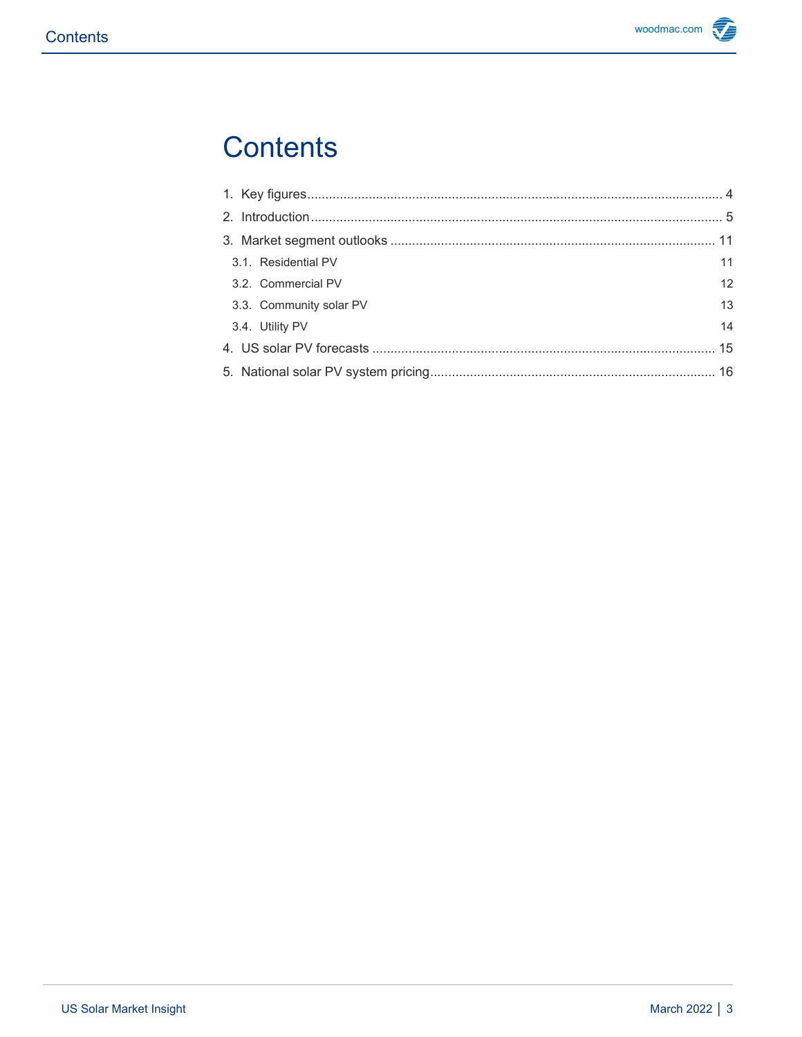# Contents

1. Key figures ... 4
2. Introduction ... 5
3. Market segment outlooks ... 11
   - 3.1. Residential PV ... 11
   - 3.2. Commercial PV ... 12
   - 3.3. Community solar PV ... 13
   - 3.4. Utility PV ... 14
4. US solar PV forecasts ... 15
5. National solar PV system pricing ... 16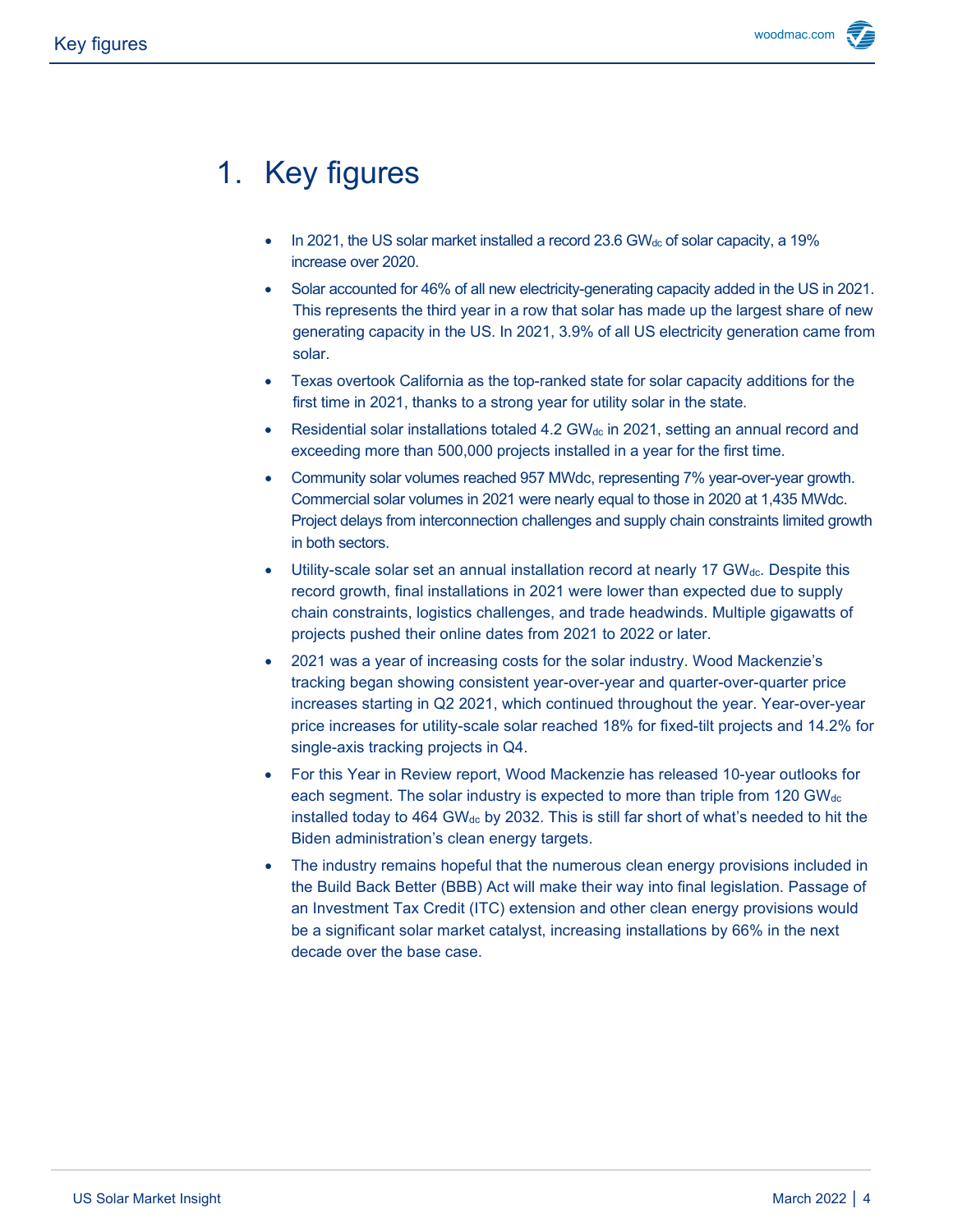# 1. Key figures

- In 2021, the US solar market installed a record 23.6 $GW_{dc}$ of solar capacity, a 19% increase over 2020.
- Solar accounted for 46% of all new electricity-generating capacity added in the US in 2021. This represents the third year in a row that solar has made up the largest share of new generating capacity in the US. In 2021, 3.9% of all US electricity generation came from solar.
- Texas overtook California as the top-ranked state for solar capacity additions for the first time in 2021, thanks to a strong year for utility solar in the state.
- Residential solar installations totaled 4.2 $GW_{dc}$ in 2021, setting an annual record and exceeding more than 500,000 projects installed in a year for the first time.
- Community solar volumes reached 957 MWdc, representing 7% year-over-year growth. Commercial solar volumes in 2021 were nearly equal to those in 2020 at 1,435 MWdc. Project delays from interconnection challenges and supply chain constraints limited growth in both sectors.
- Utility-scale solar set an annual installation record at nearly 17 $GW_{dc}$. Despite this record growth, final installations in 2021 were lower than expected due to supply chain constraints, logistics challenges, and trade headwinds. Multiple gigawatts of projects pushed their online dates from 2021 to 2022 or later.
- 2021 was a year of increasing costs for the solar industry. Wood Mackenzie's tracking began showing consistent year-over-year and quarter-over-quarter price increases starting in Q2 2021, which continued throughout the year. Year-over-year price increases for utility-scale solar reached 18% for fixed-tilt projects and 14.2% for single-axis tracking projects in Q4.
- For this Year in Review report, Wood Mackenzie has released 10-year outlooks for each segment. The solar industry is expected to more than triple from 120 $GW_{dc}$ installed today to 464 $GW_{dc}$ by 2032. This is still far short of what's needed to hit the Biden administration's clean energy targets.
- The industry remains hopeful that the numerous clean energy provisions included in the Build Back Better (BBB) Act will make their way into final legislation. Passage of an Investment Tax Credit (ITC) extension and other clean energy provisions would be a significant solar market catalyst, increasing installations by 66% in the next decade over the base case.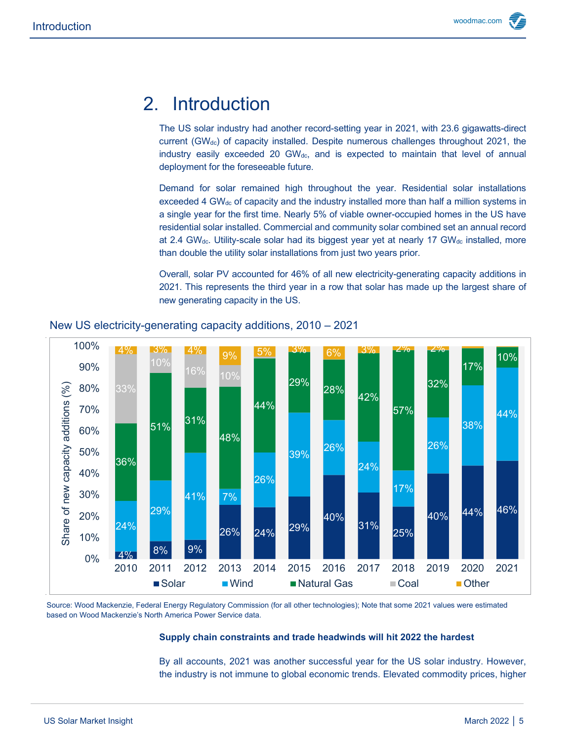# 2. Introduction

The US solar industry had another record-setting year in 2021, with 23.6 gigawatts-direct current ($GW_{dc}$) of capacity installed. Despite numerous challenges throughout 2021, the industry easily exceeded 20 $GW_{dc}$, and is expected to maintain that level of annual deployment for the foreseeable future.

Demand for solar remained high throughout the year. Residential solar installations exceeded 4 $GW_{dc}$ of capacity and the industry installed more than half a million systems in a single year for the first time. Nearly 5% of viable owner-occupied homes in the US have residential solar installed. Commercial and community solar combined set an annual record at 2.4 $GW_{dc}$. Utility-scale solar had its biggest year yet at nearly 17 $GW_{dc}$ installed, more than double the utility solar installations from just two years prior.

Overall, solar PV accounted for 46% of all new electricity-generating capacity additions in 2021. This represents the third year in a row that solar has made up the largest share of new generating capacity in the US.

New US electricity-generating capacity additions, 2010 – 2021

| Year | Solar | Wind | Natural Gas | Coal | Other |
|---|---|---|---|---|---|
| 2010 | 4% | 24% | 36% | 33% | 4% |
| 2011 | 8% | 29% | 51% | 10% | 3% |
| 2012 | 9% | 41% | 31% | 16% | 4% |
| 2013 | 26% | 7% | 48% | 10% | 9% |
| 2014 | 24% | 26% | 44% | | 5% |
| 2015 | 29% | 39% | 29% | | 3% |
| 2016 | 40% | 26% | 28% | | 6% |
| 2017 | 31% | 24% | 42% | | 3% |
| 2018 | 25% | 17% | 57% | | 2% |
| 2019 | 40% | 26% | 32% | | 2% |
| 2020 | 44% | 38% | 17% | | |
| 2021 | 46% | 44% | 10% | | |

Source: Wood Mackenzie, Federal Energy Regulatory Commission (for all other technologies); Note that some 2021 values were estimated based on Wood Mackenzie's North America Power Service data.

**Supply chain constraints and trade headwinds will hit 2022 the hardest**

By all accounts, 2021 was another successful year for the US solar industry. However, the industry is not immune to global economic trends. Elevated commodity prices, higher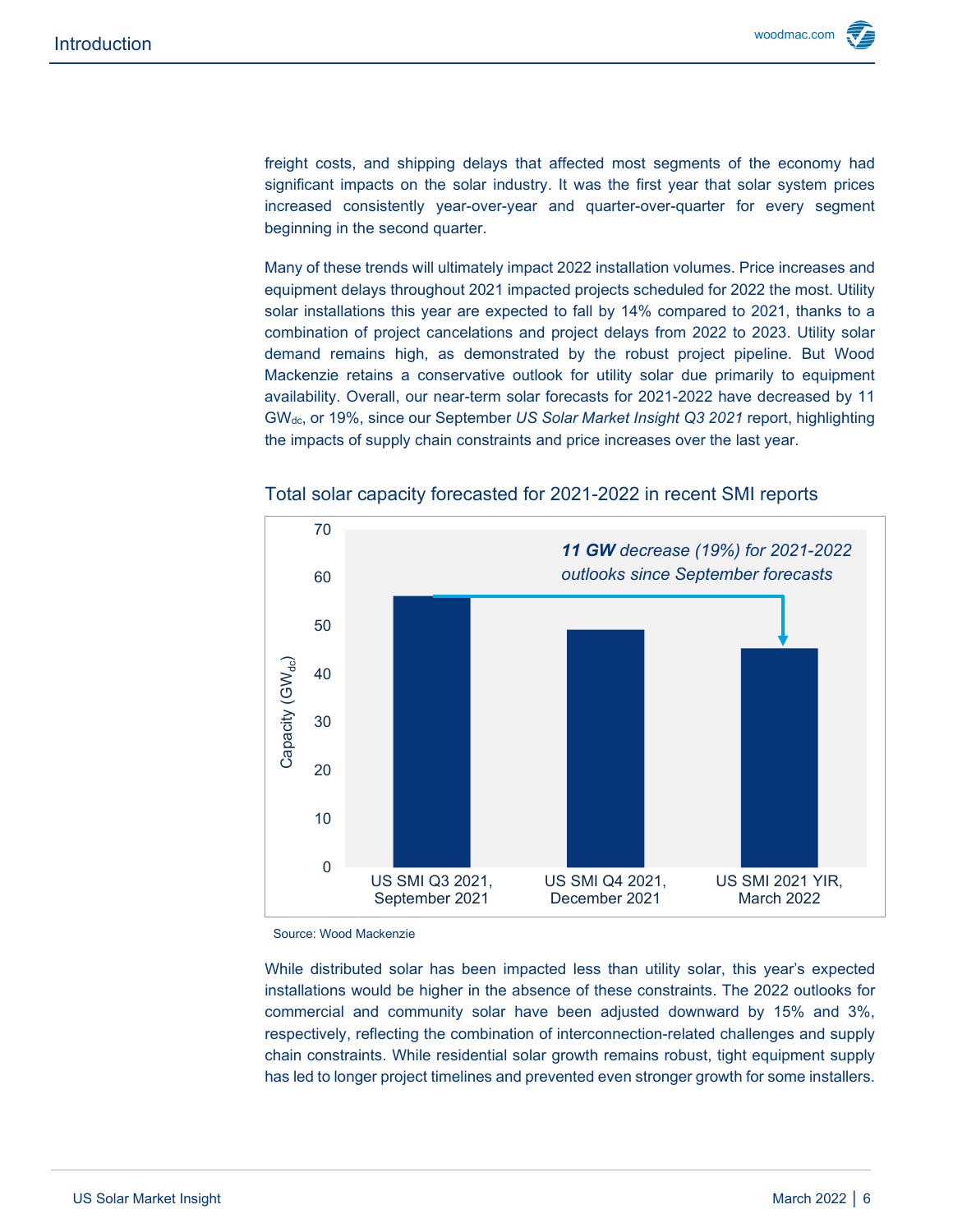freight costs, and shipping delays that affected most segments of the economy had significant impacts on the solar industry. It was the first year that solar system prices increased consistently year-over-year and quarter-over-quarter for every segment beginning in the second quarter.

Many of these trends will ultimately impact 2022 installation volumes. Price increases and equipment delays throughout 2021 impacted projects scheduled for 2022 the most. Utility solar installations this year are expected to fall by 14% compared to 2021, thanks to a combination of project cancelations and project delays from 2022 to 2023. Utility solar demand remains high, as demonstrated by the robust project pipeline. But Wood Mackenzie retains a conservative outlook for utility solar due primarily to equipment availability. Overall, our near-term solar forecasts for 2021-2022 have decreased by 11 $GW_{dc}$, or 19%, since our September *US Solar Market Insight Q3 2021* report, highlighting the impacts of supply chain constraints and price increases over the last year.

## Total solar capacity forecasted for 2021-2022 in recent SMI reports

Chart: Capacity ($GW_{dc}$), y-axis 0–70

- US SMI Q3 2021, September 2021
- US SMI Q4 2021, December 2021
- US SMI 2021 YIR, March 2022

***11 GW** decrease (19%) for 2021-2022 outlooks since September forecasts*

Source: Wood Mackenzie

While distributed solar has been impacted less than utility solar, this year's expected installations would be higher in the absence of these constraints. The 2022 outlooks for commercial and community solar have been adjusted downward by 15% and 3%, respectively, reflecting the combination of interconnection-related challenges and supply chain constraints. While residential solar growth remains robust, tight equipment supply has led to longer project timelines and prevented even stronger growth for some installers.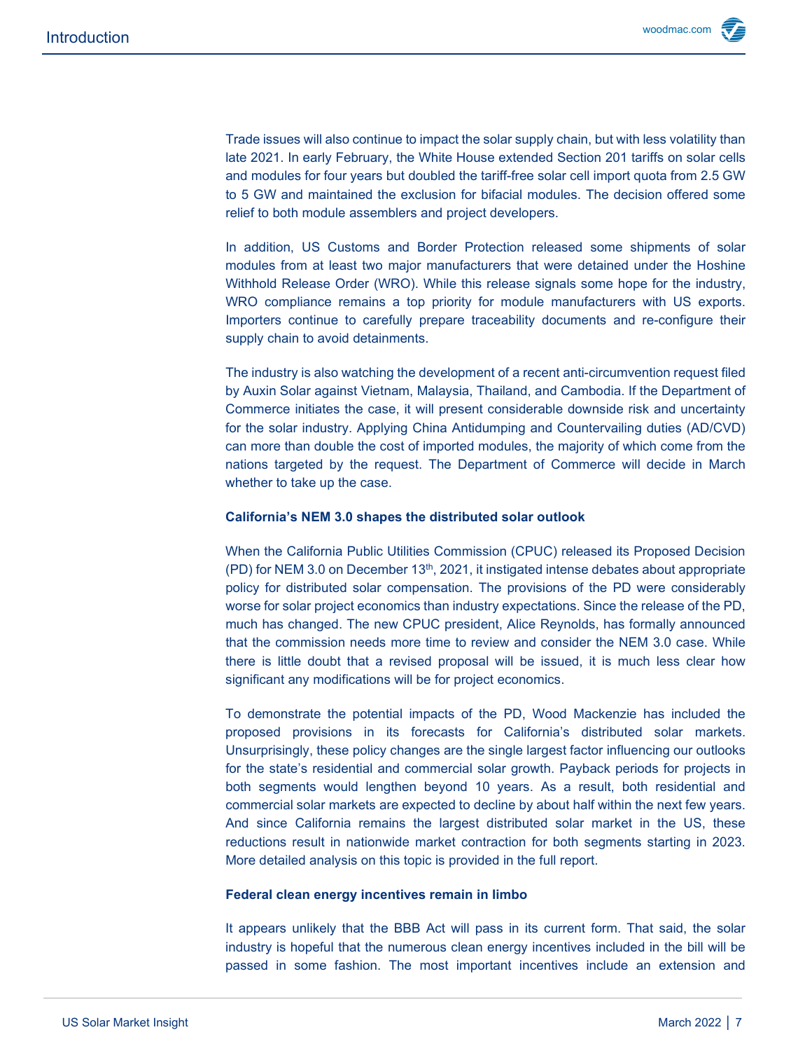Trade issues will also continue to impact the solar supply chain, but with less volatility than late 2021. In early February, the White House extended Section 201 tariffs on solar cells and modules for four years but doubled the tariff-free solar cell import quota from 2.5 GW to 5 GW and maintained the exclusion for bifacial modules. The decision offered some relief to both module assemblers and project developers.

In addition, US Customs and Border Protection released some shipments of solar modules from at least two major manufacturers that were detained under the Hoshine Withhold Release Order (WRO). While this release signals some hope for the industry, WRO compliance remains a top priority for module manufacturers with US exports. Importers continue to carefully prepare traceability documents and re-configure their supply chain to avoid detainments.

The industry is also watching the development of a recent anti-circumvention request filed by Auxin Solar against Vietnam, Malaysia, Thailand, and Cambodia. If the Department of Commerce initiates the case, it will present considerable downside risk and uncertainty for the solar industry. Applying China Antidumping and Countervailing duties (AD/CVD) can more than double the cost of imported modules, the majority of which come from the nations targeted by the request. The Department of Commerce will decide in March whether to take up the case.

**California's NEM 3.0 shapes the distributed solar outlook**

When the California Public Utilities Commission (CPUC) released its Proposed Decision (PD) for NEM 3.0 on December 13th, 2021, it instigated intense debates about appropriate policy for distributed solar compensation. The provisions of the PD were considerably worse for solar project economics than industry expectations. Since the release of the PD, much has changed. The new CPUC president, Alice Reynolds, has formally announced that the commission needs more time to review and consider the NEM 3.0 case. While there is little doubt that a revised proposal will be issued, it is much less clear how significant any modifications will be for project economics.

To demonstrate the potential impacts of the PD, Wood Mackenzie has included the proposed provisions in its forecasts for California's distributed solar markets. Unsurprisingly, these policy changes are the single largest factor influencing our outlooks for the state's residential and commercial solar growth. Payback periods for projects in both segments would lengthen beyond 10 years. As a result, both residential and commercial solar markets are expected to decline by about half within the next few years. And since California remains the largest distributed solar market in the US, these reductions result in nationwide market contraction for both segments starting in 2023. More detailed analysis on this topic is provided in the full report.

**Federal clean energy incentives remain in limbo**

It appears unlikely that the BBB Act will pass in its current form. That said, the solar industry is hopeful that the numerous clean energy incentives included in the bill will be passed in some fashion. The most important incentives include an extension and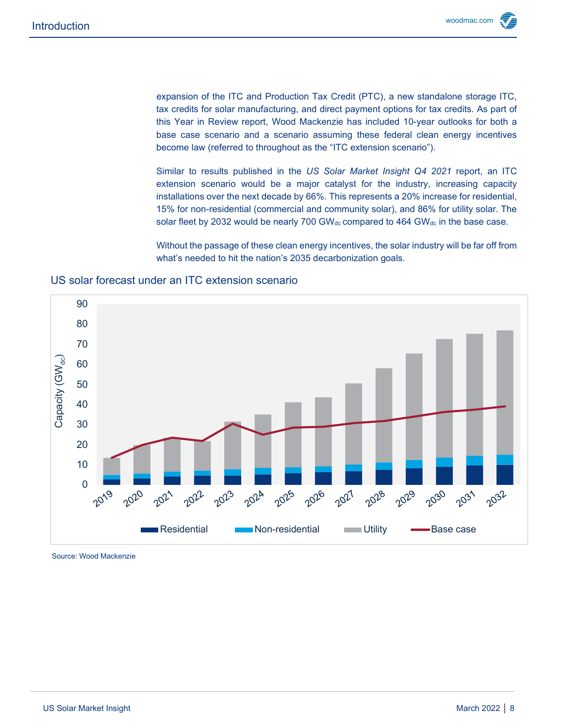expansion of the ITC and Production Tax Credit (PTC), a new standalone storage ITC, tax credits for solar manufacturing, and direct payment options for tax credits. As part of this Year in Review report, Wood Mackenzie has included 10-year outlooks for both a base case scenario and a scenario assuming these federal clean energy incentives become law (referred to throughout as the "ITC extension scenario").

Similar to results published in the *US Solar Market Insight Q4 2021* report, an ITC extension scenario would be a major catalyst for the industry, increasing capacity installations over the next decade by 66%. This represents a 20% increase for residential, 15% for non-residential (commercial and community solar), and 86% for utility solar. The solar fleet by 2032 would be nearly 700 $GW_{dc}$ compared to 464 $GW_{dc}$ in the base case.

Without the passage of these clean energy incentives, the solar industry will be far off from what's needed to hit the nation's 2035 decarbonization goals.

## US solar forecast under an ITC extension scenario

Source: Wood Mackenzie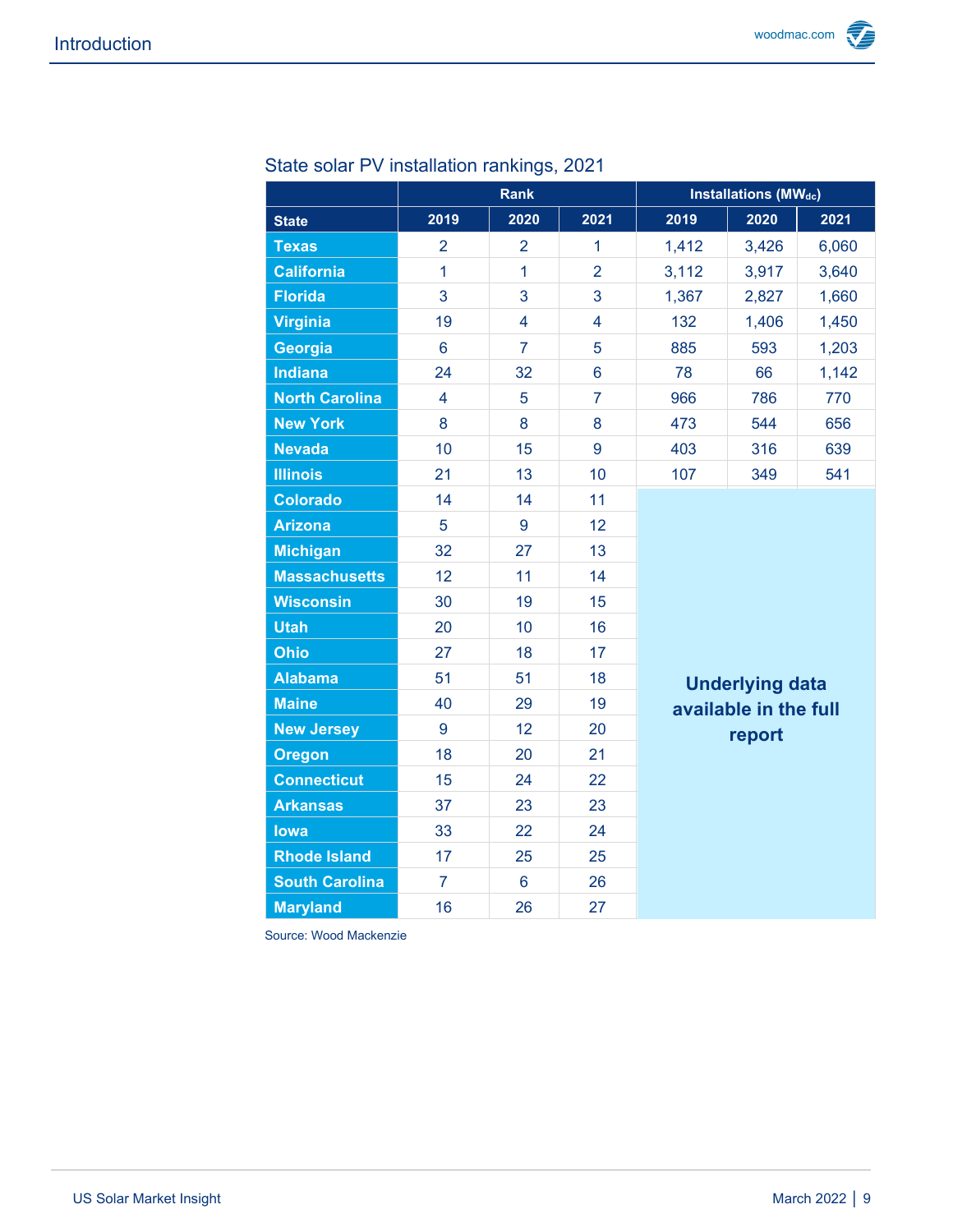State solar PV installation rankings, 2021

| State | Rank | | | Installations ($MW_{dc}$) | | |
|---|---|---|---|---|---|---|
| | 2019 | 2020 | 2021 | 2019 | 2020 | 2021 |
| Texas | 2 | 2 | 1 | 1,412 | 3,426 | 6,060 |
| California | 1 | 1 | 2 | 3,112 | 3,917 | 3,640 |
| Florida | 3 | 3 | 3 | 1,367 | 2,827 | 1,660 |
| Virginia | 19 | 4 | 4 | 132 | 1,406 | 1,450 |
| Georgia | 6 | 7 | 5 | 885 | 593 | 1,203 |
| Indiana | 24 | 32 | 6 | 78 | 66 | 1,142 |
| North Carolina | 4 | 5 | 7 | 966 | 786 | 770 |
| New York | 8 | 8 | 8 | 473 | 544 | 656 |
| Nevada | 10 | 15 | 9 | 403 | 316 | 639 |
| Illinois | 21 | 13 | 10 | 107 | 349 | 541 |
| Colorado | 14 | 14 | 11 | Underlying data available in the full report | | |
| Arizona | 5 | 9 | 12 | | | |
| Michigan | 32 | 27 | 13 | | | |
| Massachusetts | 12 | 11 | 14 | | | |
| Wisconsin | 30 | 19 | 15 | | | |
| Utah | 20 | 10 | 16 | | | |
| Ohio | 27 | 18 | 17 | | | |
| Alabama | 51 | 51 | 18 | | | |
| Maine | 40 | 29 | 19 | | | |
| New Jersey | 9 | 12 | 20 | | | |
| Oregon | 18 | 20 | 21 | | | |
| Connecticut | 15 | 24 | 22 | | | |
| Arkansas | 37 | 23 | 23 | | | |
| Iowa | 33 | 22 | 24 | | | |
| Rhode Island | 17 | 25 | 25 | | | |
| South Carolina | 7 | 6 | 26 | | | |
| Maryland | 16 | 26 | 27 | | | |

Source: Wood Mackenzie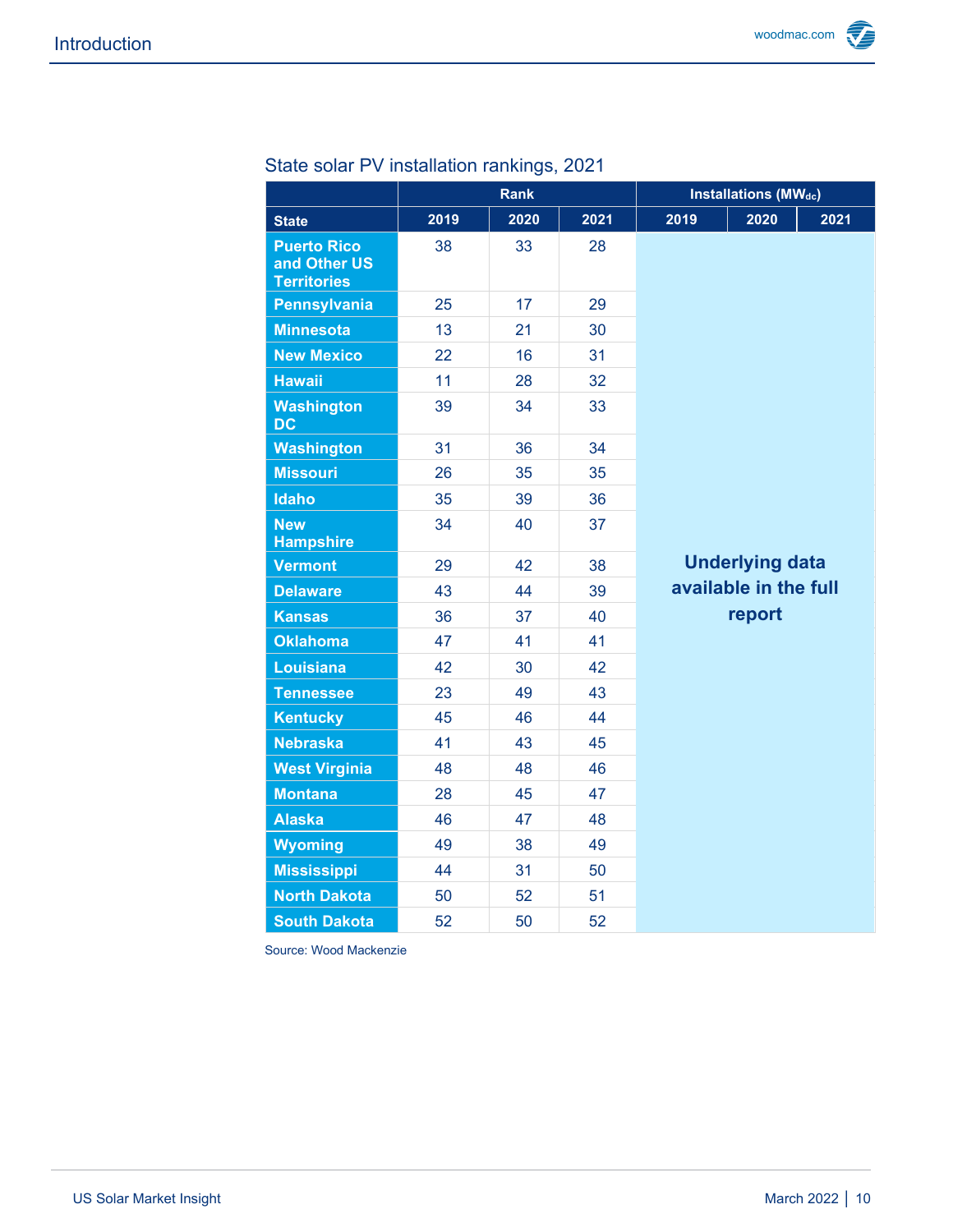State solar PV installation rankings, 2021

| State | Rank | | | Installations ($MW_{dc}$) | | |
|---|---|---|---|---|---|---|
| | 2019 | 2020 | 2021 | 2019 | 2020 | 2021 |
| Puerto Rico and Other US Territories | 38 | 33 | 28 | Underlying data available in the full report | | |
| Pennsylvania | 25 | 17 | 29 | | | |
| Minnesota | 13 | 21 | 30 | | | |
| New Mexico | 22 | 16 | 31 | | | |
| Hawaii | 11 | 28 | 32 | | | |
| Washington DC | 39 | 34 | 33 | | | |
| Washington | 31 | 36 | 34 | | | |
| Missouri | 26 | 35 | 35 | | | |
| Idaho | 35 | 39 | 36 | | | |
| New Hampshire | 34 | 40 | 37 | | | |
| Vermont | 29 | 42 | 38 | | | |
| Delaware | 43 | 44 | 39 | | | |
| Kansas | 36 | 37 | 40 | | | |
| Oklahoma | 47 | 41 | 41 | | | |
| Louisiana | 42 | 30 | 42 | | | |
| Tennessee | 23 | 49 | 43 | | | |
| Kentucky | 45 | 46 | 44 | | | |
| Nebraska | 41 | 43 | 45 | | | |
| West Virginia | 48 | 48 | 46 | | | |
| Montana | 28 | 45 | 47 | | | |
| Alaska | 46 | 47 | 48 | | | |
| Wyoming | 49 | 38 | 49 | | | |
| Mississippi | 44 | 31 | 50 | | | |
| North Dakota | 50 | 52 | 51 | | | |
| South Dakota | 52 | 50 | 52 | | | |

Source: Wood Mackenzie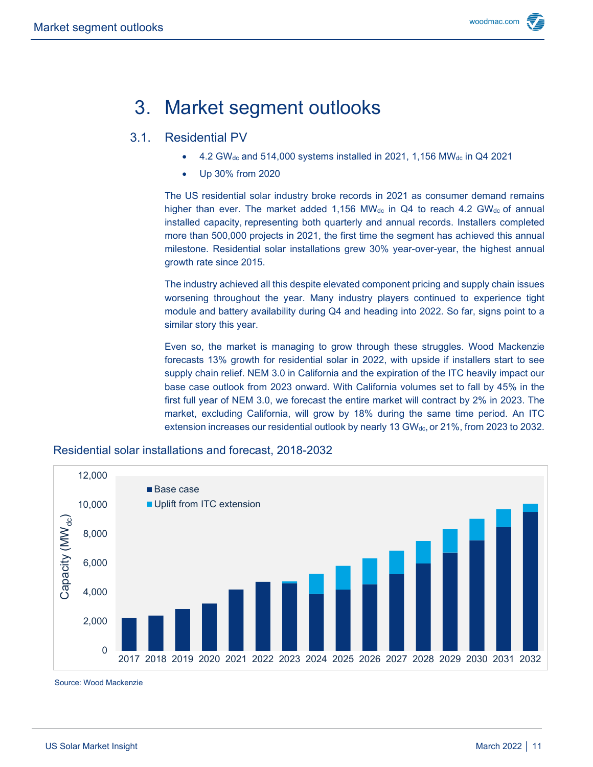# 3. Market segment outlooks

## 3.1. Residential PV

- 4.2 $GW_{dc}$ and 514,000 systems installed in 2021, 1,156 $MW_{dc}$ in Q4 2021
- Up 30% from 2020

The US residential solar industry broke records in 2021 as consumer demand remains higher than ever. The market added 1,156 $MW_{dc}$ in Q4 to reach 4.2 $GW_{dc}$ of annual installed capacity, representing both quarterly and annual records. Installers completed more than 500,000 projects in 2021, the first time the segment has achieved this annual milestone. Residential solar installations grew 30% year-over-year, the highest annual growth rate since 2015.

The industry achieved all this despite elevated component pricing and supply chain issues worsening throughout the year. Many industry players continued to experience tight module and battery availability during Q4 and heading into 2022. So far, signs point to a similar story this year.

Even so, the market is managing to grow through these struggles. Wood Mackenzie forecasts 13% growth for residential solar in 2022, with upside if installers start to see supply chain relief. NEM 3.0 in California and the expiration of the ITC heavily impact our base case outlook from 2023 onward. With California volumes set to fall by 45% in the first full year of NEM 3.0, we forecast the entire market will contract by 2% in 2023. The market, excluding California, will grow by 18% during the same time period. An ITC extension increases our residential outlook by nearly 13 $GW_{dc}$, or 21%, from 2023 to 2032.

Residential solar installations and forecast, 2018-2032

Source: Wood Mackenzie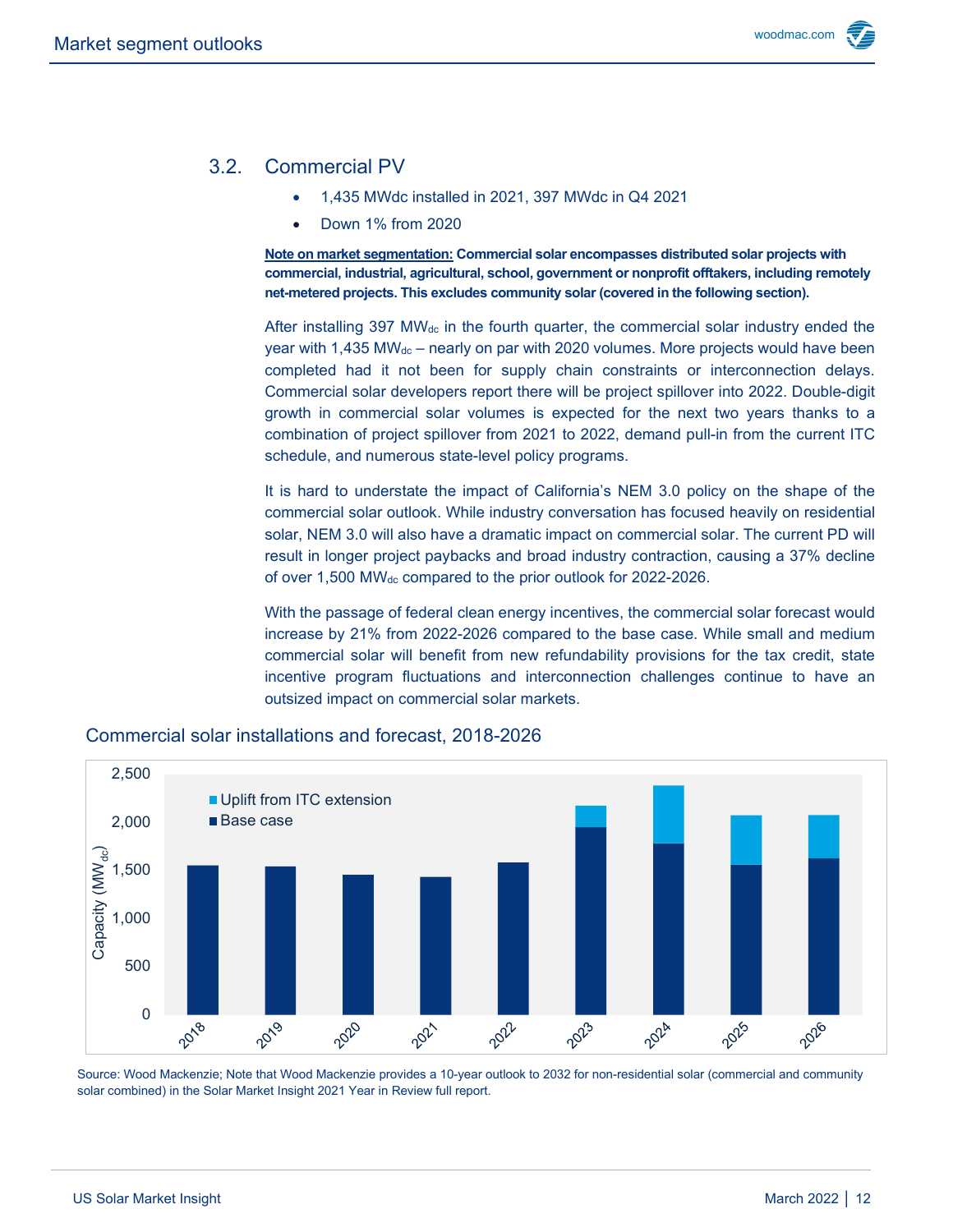## 3.2. Commercial PV

- 1,435 MWdc installed in 2021, 397 MWdc in Q4 2021
- Down 1% from 2020

**Note on market segmentation: Commercial solar encompasses distributed solar projects with commercial, industrial, agricultural, school, government or nonprofit offtakers, including remotely net-metered projects. This excludes community solar (covered in the following section).**

After installing 397 $MW_{dc}$ in the fourth quarter, the commercial solar industry ended the year with 1,435 $MW_{dc}$ – nearly on par with 2020 volumes. More projects would have been completed had it not been for supply chain constraints or interconnection delays. Commercial solar developers report there will be project spillover into 2022. Double-digit growth in commercial solar volumes is expected for the next two years thanks to a combination of project spillover from 2021 to 2022, demand pull-in from the current ITC schedule, and numerous state-level policy programs.

It is hard to understate the impact of California's NEM 3.0 policy on the shape of the commercial solar outlook. While industry conversation has focused heavily on residential solar, NEM 3.0 will also have a dramatic impact on commercial solar. The current PD will result in longer project paybacks and broad industry contraction, causing a 37% decline of over 1,500 $MW_{dc}$ compared to the prior outlook for 2022-2026.

With the passage of federal clean energy incentives, the commercial solar forecast would increase by 21% from 2022-2026 compared to the base case. While small and medium commercial solar will benefit from new refundability provisions for the tax credit, state incentive program fluctuations and interconnection challenges continue to have an outsized impact on commercial solar markets.

### Commercial solar installations and forecast, 2018-2026

Source: Wood Mackenzie; Note that Wood Mackenzie provides a 10-year outlook to 2032 for non-residential solar (commercial and community solar combined) in the Solar Market Insight 2021 Year in Review full report.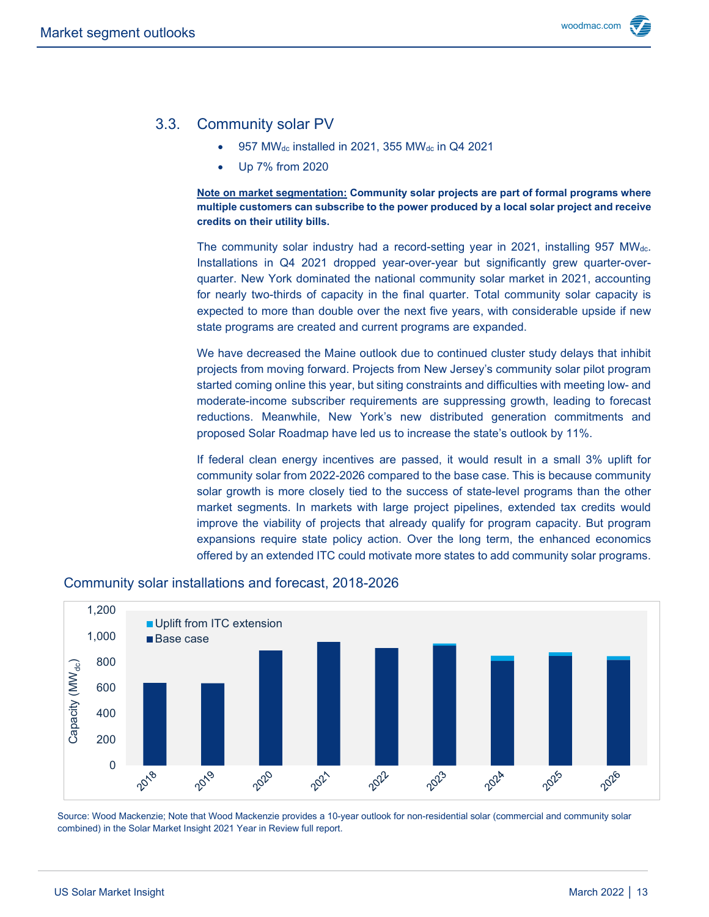## 3.3. Community solar PV

- 957 $MW_{dc}$ installed in 2021, 355 $MW_{dc}$ in Q4 2021
- Up 7% from 2020

**Note on market segmentation: Community solar projects are part of formal programs where multiple customers can subscribe to the power produced by a local solar project and receive credits on their utility bills.**

The community solar industry had a record-setting year in 2021, installing 957 $MW_{dc}$. Installations in Q4 2021 dropped year-over-year but significantly grew quarter-over-quarter. New York dominated the national community solar market in 2021, accounting for nearly two-thirds of capacity in the final quarter. Total community solar capacity is expected to more than double over the next five years, with considerable upside if new state programs are created and current programs are expanded.

We have decreased the Maine outlook due to continued cluster study delays that inhibit projects from moving forward. Projects from New Jersey's community solar pilot program started coming online this year, but siting constraints and difficulties with meeting low- and moderate-income subscriber requirements are suppressing growth, leading to forecast reductions. Meanwhile, New York's new distributed generation commitments and proposed Solar Roadmap have led us to increase the state's outlook by 11%.

If federal clean energy incentives are passed, it would result in a small 3% uplift for community solar from 2022-2026 compared to the base case. This is because community solar growth is more closely tied to the success of state-level programs than the other market segments. In markets with large project pipelines, extended tax credits would improve the viability of projects that already qualify for program capacity. But program expansions require state policy action. Over the long term, the enhanced economics offered by an extended ITC could motivate more states to add community solar programs.

### Community solar installations and forecast, 2018-2026

Source: Wood Mackenzie; Note that Wood Mackenzie provides a 10-year outlook for non-residential solar (commercial and community solar combined) in the Solar Market Insight 2021 Year in Review full report.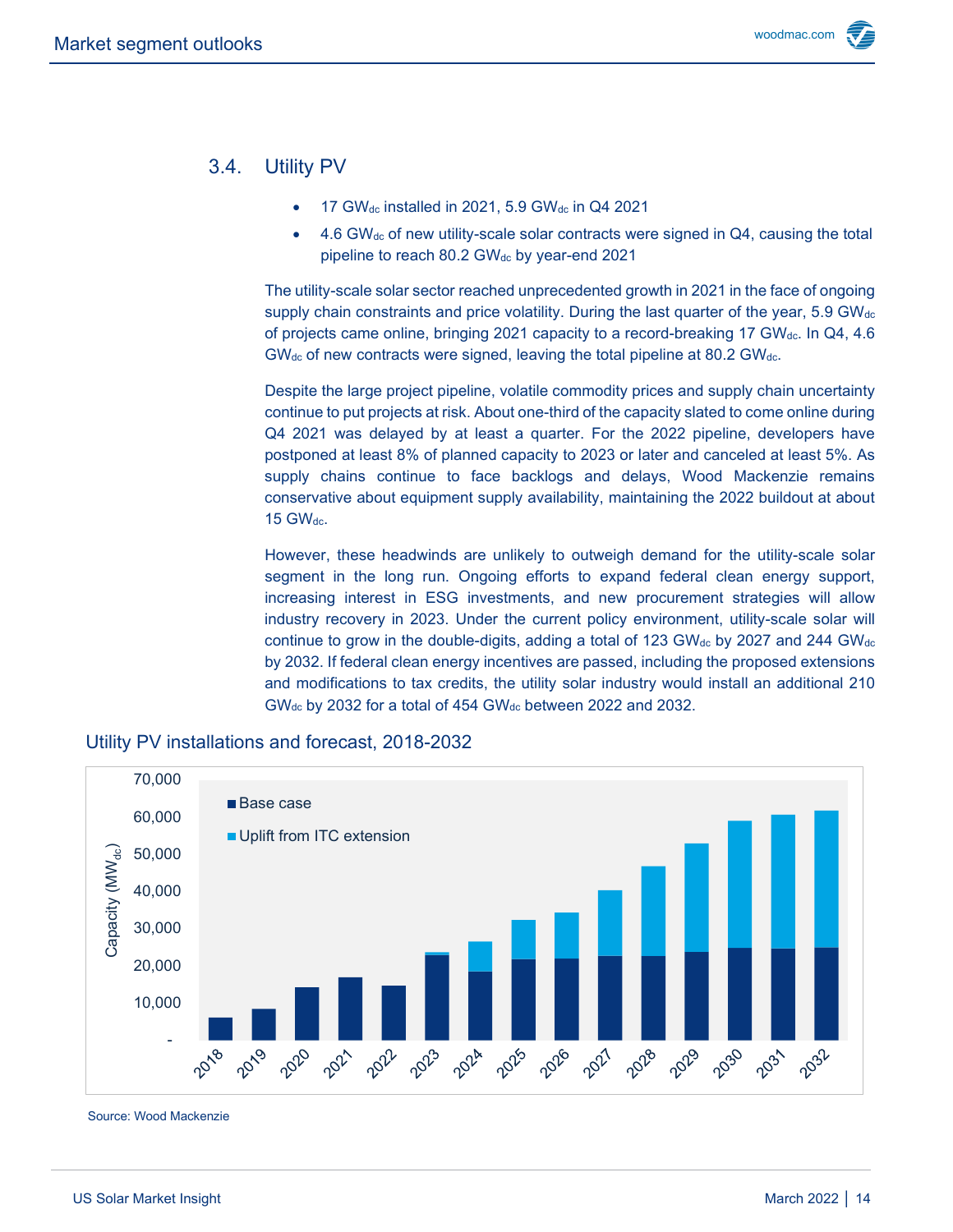## 3.4. Utility PV

- 17 $GW_{dc}$ installed in 2021, 5.9 $GW_{dc}$ in Q4 2021
- 4.6 $GW_{dc}$ of new utility-scale solar contracts were signed in Q4, causing the total pipeline to reach 80.2 $GW_{dc}$ by year-end 2021

The utility-scale solar sector reached unprecedented growth in 2021 in the face of ongoing supply chain constraints and price volatility. During the last quarter of the year, 5.9 $GW_{dc}$ of projects came online, bringing 2021 capacity to a record-breaking 17 $GW_{dc}$. In Q4, 4.6 $GW_{dc}$ of new contracts were signed, leaving the total pipeline at 80.2 $GW_{dc}$.

Despite the large project pipeline, volatile commodity prices and supply chain uncertainty continue to put projects at risk. About one-third of the capacity slated to come online during Q4 2021 was delayed by at least a quarter. For the 2022 pipeline, developers have postponed at least 8% of planned capacity to 2023 or later and canceled at least 5%. As supply chains continue to face backlogs and delays, Wood Mackenzie remains conservative about equipment supply availability, maintaining the 2022 buildout at about 15 $GW_{dc}$.

However, these headwinds are unlikely to outweigh demand for the utility-scale solar segment in the long run. Ongoing efforts to expand federal clean energy support, increasing interest in ESG investments, and new procurement strategies will allow industry recovery in 2023. Under the current policy environment, utility-scale solar will continue to grow in the double-digits, adding a total of 123 $GW_{dc}$ by 2027 and 244 $GW_{dc}$ by 2032. If federal clean energy incentives are passed, including the proposed extensions and modifications to tax credits, the utility solar industry would install an additional 210 $GW_{dc}$ by 2032 for a total of 454 $GW_{dc}$ between 2022 and 2032.

### Utility PV installations and forecast, 2018-2032

Source: Wood Mackenzie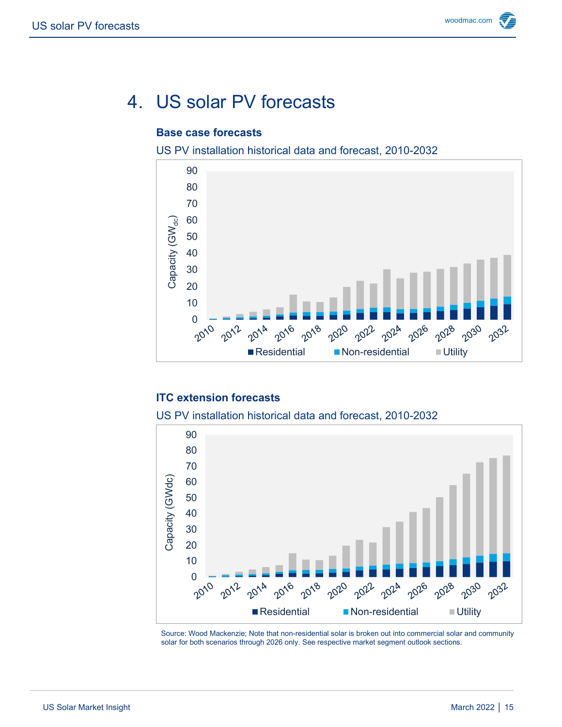# 4. US solar PV forecasts

### Base case forecasts

US PV installation historical data and forecast, 2010-2032

### ITC extension forecasts

US PV installation historical data and forecast, 2010-2032

Source: Wood Mackenzie; Note that non-residential solar is broken out into commercial solar and community solar for both scenarios through 2026 only. See respective market segment outlook sections.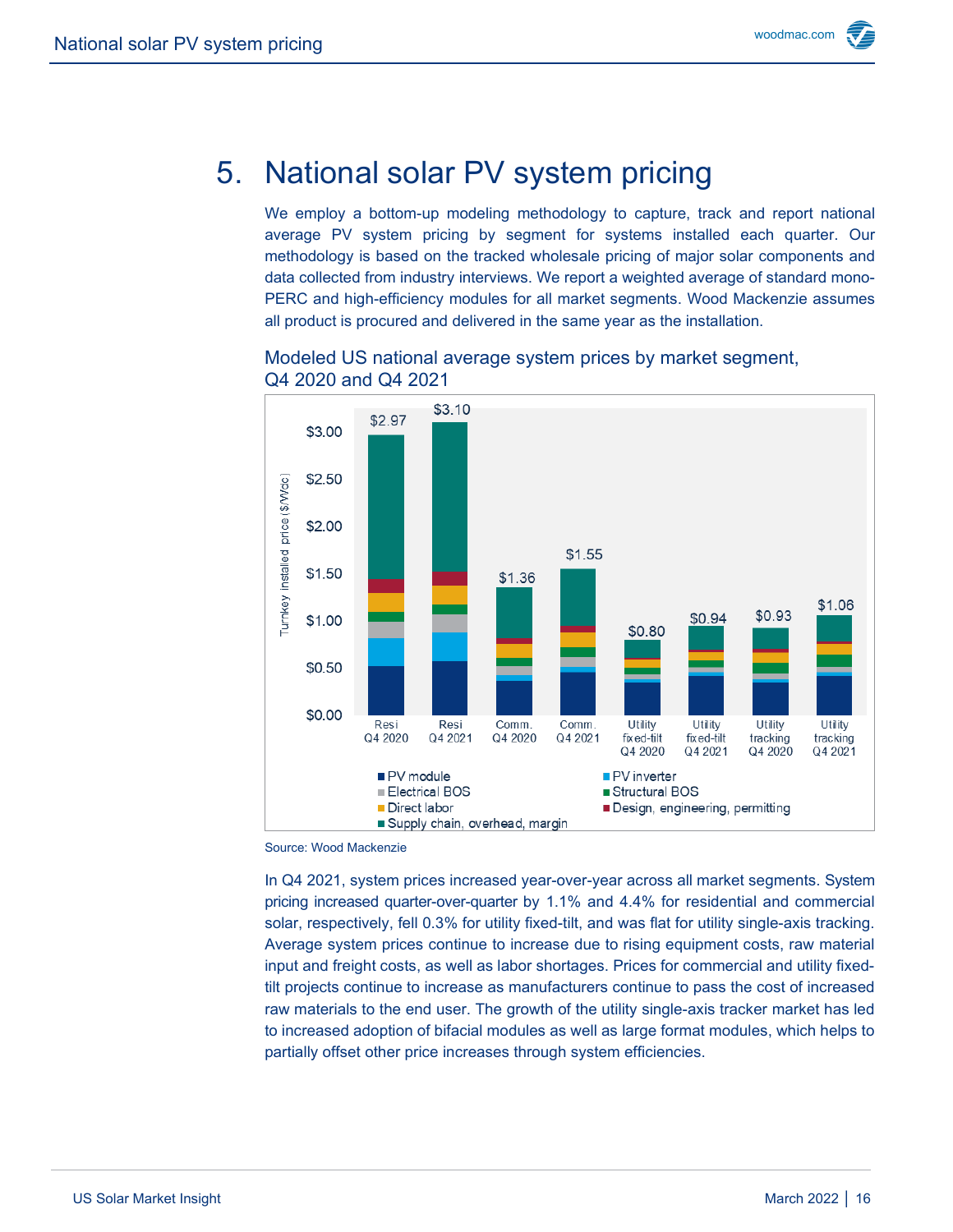# 5. National solar PV system pricing

We employ a bottom-up modeling methodology to capture, track and report national average PV system pricing by segment for systems installed each quarter. Our methodology is based on the tracked wholesale pricing of major solar components and data collected from industry interviews. We report a weighted average of standard mono-PERC and high-efficiency modules for all market segments. Wood Mackenzie assumes all product is procured and delivered in the same year as the installation.

## Modeled US national average system prices by market segment, Q4 2020 and Q4 2021

| Segment | Turnkey installed price ($/Wdc) |
|---|---|
| Resi Q4 2020 | $2.97 |
| Resi Q4 2021 | $3.10 |
| Comm. Q4 2020 | $1.36 |
| Comm. Q4 2021 | $1.55 |
| Utility fixed-tilt Q4 2020 | $0.80 |
| Utility fixed-tilt Q4 2021 | $0.94 |
| Utility tracking Q4 2020 | $0.93 |
| Utility tracking Q4 2021 | $1.06 |

Cost components: PV module; PV inverter; Electrical BOS; Structural BOS; Direct labor; Design, engineering, permitting; Supply chain, overhead, margin

Source: Wood Mackenzie

In Q4 2021, system prices increased year-over-year across all market segments. System pricing increased quarter-over-quarter by 1.1% and 4.4% for residential and commercial solar, respectively, fell 0.3% for utility fixed-tilt, and was flat for utility single-axis tracking. Average system prices continue to increase due to rising equipment costs, raw material input and freight costs, as well as labor shortages. Prices for commercial and utility fixed-tilt projects continue to increase as manufacturers continue to pass the cost of increased raw materials to the end user. The growth of the utility single-axis tracker market has led to increased adoption of bifacial modules as well as large format modules, which helps to partially offset other price increases through system efficiencies.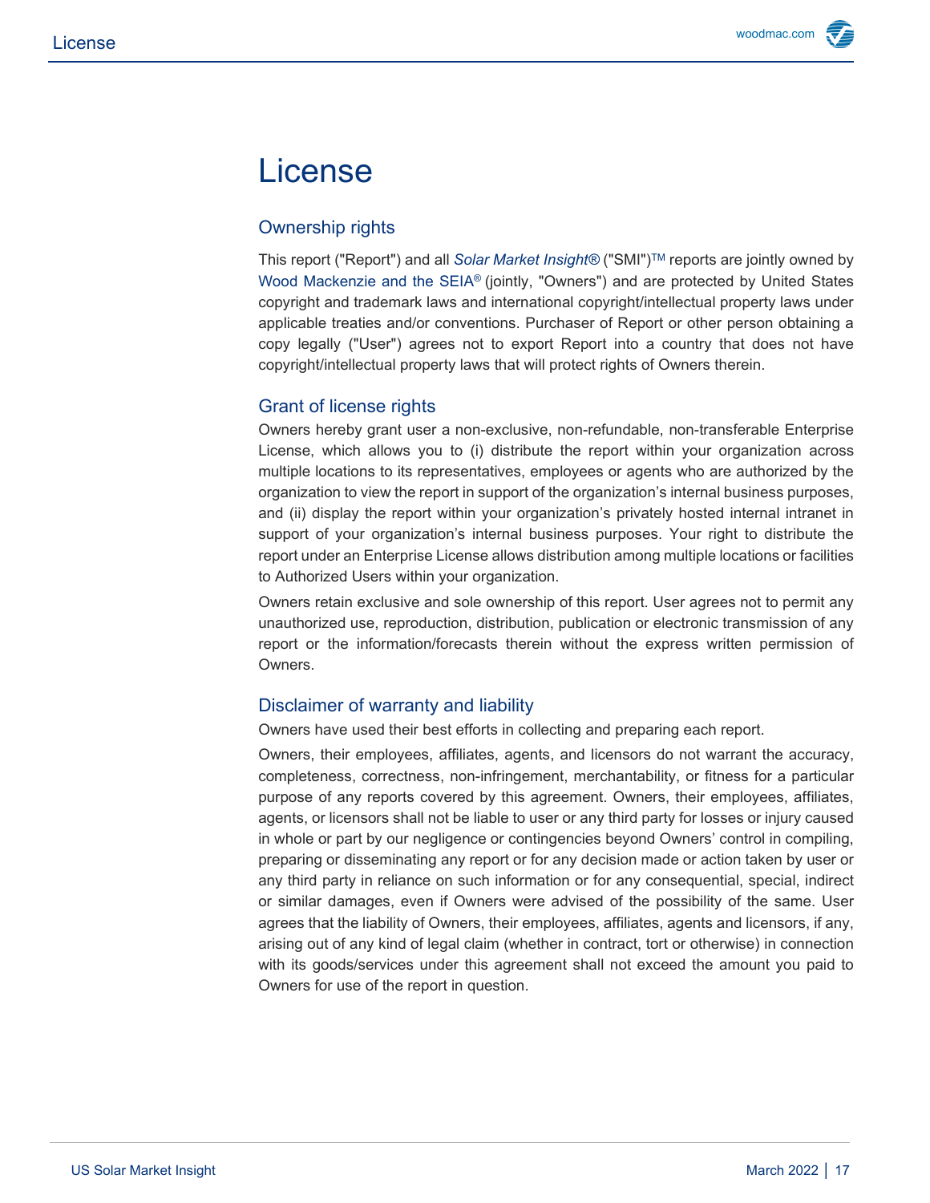// License

## Ownership rights

This report ("Report") and all *Solar Market Insight*® ("SMI")™ reports are jointly owned by Wood Mackenzie and the SEIA® (jointly, "Owners") and are protected by United States copyright and trademark laws and international copyright/intellectual property laws under applicable treaties and/or conventions. Purchaser of Report or other person obtaining a copy legally ("User") agrees not to export Report into a country that does not have copyright/intellectual property laws that will protect rights of Owners therein.

## Grant of license rights

Owners hereby grant user a non-exclusive, non-refundable, non-transferable Enterprise License, which allows you to (i) distribute the report within your organization across multiple locations to its representatives, employees or agents who are authorized by the organization to view the report in support of the organization's internal business purposes, and (ii) display the report within your organization's privately hosted internal intranet in support of your organization's internal business purposes. Your right to distribute the report under an Enterprise License allows distribution among multiple locations or facilities to Authorized Users within your organization.

Owners retain exclusive and sole ownership of this report. User agrees not to permit any unauthorized use, reproduction, distribution, publication or electronic transmission of any report or the information/forecasts therein without the express written permission of Owners.

## Disclaimer of warranty and liability

Owners have used their best efforts in collecting and preparing each report.

Owners, their employees, affiliates, agents, and licensors do not warrant the accuracy, completeness, correctness, non-infringement, merchantability, or fitness for a particular purpose of any reports covered by this agreement. Owners, their employees, affiliates, agents, or licensors shall not be liable to user or any third party for losses or injury caused in whole or part by our negligence or contingencies beyond Owners' control in compiling, preparing or disseminating any report or for any decision made or action taken by user or any third party in reliance on such information or for any consequential, special, indirect or similar damages, even if Owners were advised of the possibility of the same. User agrees that the liability of Owners, their employees, affiliates, agents and licensors, if any, arising out of any kind of legal claim (whether in contract, tort or otherwise) in connection with its goods/services under this agreement shall not exceed the amount you paid to Owners for use of the report in question.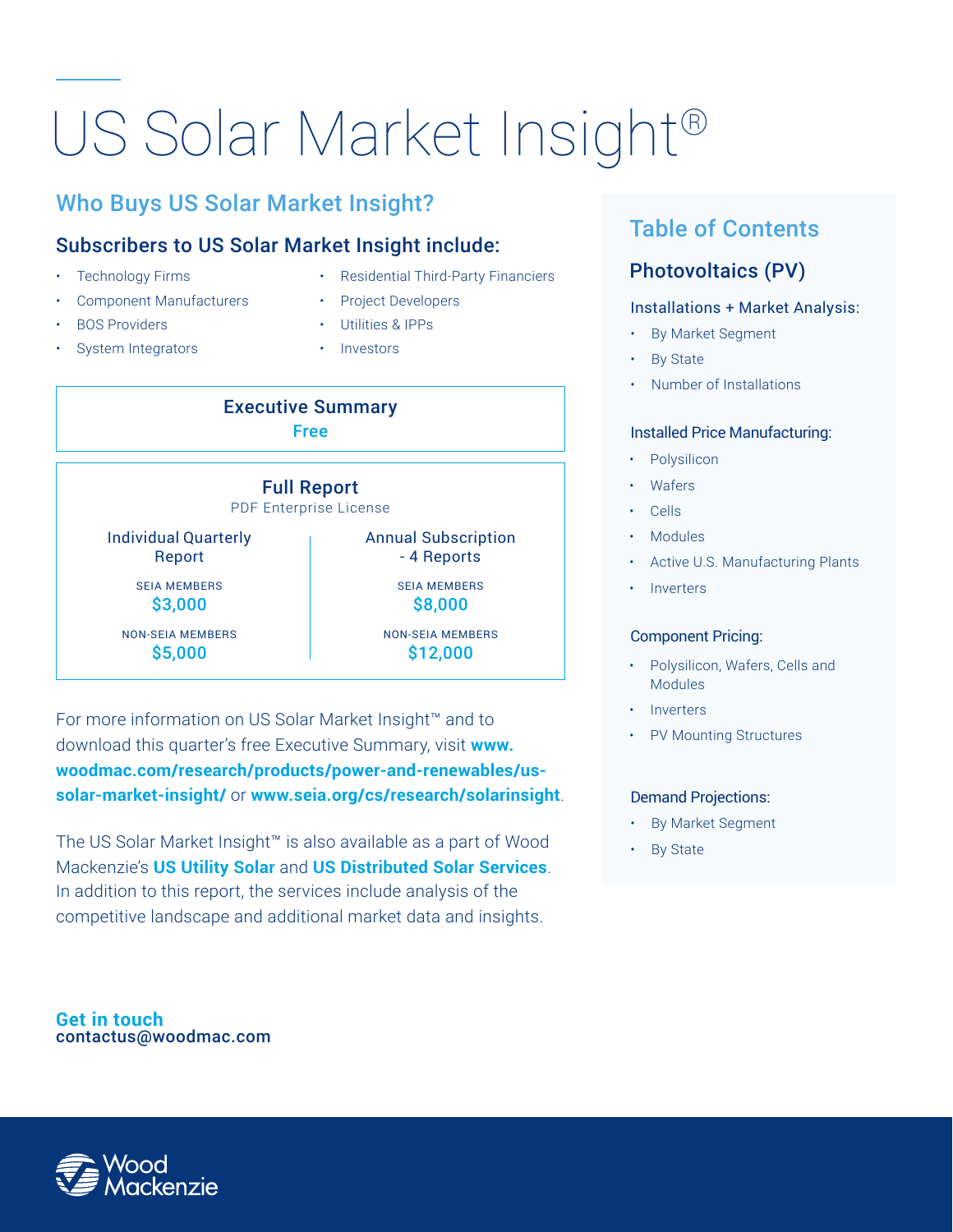# US Solar Market Insight®

## Who Buys US Solar Market Insight?

### Subscribers to US Solar Market Insight include:

- Technology Firms
- Component Manufacturers
- BOS Providers
- System Integrators
- Residential Third-Party Financiers
- Project Developers
- Utilities & IPPs
- Investors

**Executive Summary**
Free

**Full Report**
PDF Enterprise License

| Individual Quarterly Report | Annual Subscription - 4 Reports |
|---|---|
| SEIA MEMBERS **$3,000** | SEIA MEMBERS **$8,000** |
| NON-SEIA MEMBERS **$5,000** | NON-SEIA MEMBERS **$12,000** |

For more information on US Solar Market Insight™ and to download this quarter's free Executive Summary, visit **www.woodmac.com/research/products/power-and-renewables/us-solar-market-insight/** or **www.seia.org/cs/research/solarinsight**.

The US Solar Market Insight™ is also available as a part of Wood Mackenzie's **US Utility Solar** and **US Distributed Solar Services**. In addition to this report, the services include analysis of the competitive landscape and additional market data and insights.

## Table of Contents

### Photovoltaics (PV)

Installations + Market Analysis:

- By Market Segment
- By State
- Number of Installations

Installed Price Manufacturing:

- Polysilicon
- Wafers
- Cells
- Modules
- Active U.S. Manufacturing Plants
- Inverters

Component Pricing:

- Polysilicon, Wafers, Cells and Modules
- Inverters
- PV Mounting Structures

Demand Projections:

- By Market Segment
- By State

**Get in touch**
contactus@woodmac.com

Wood Mackenzie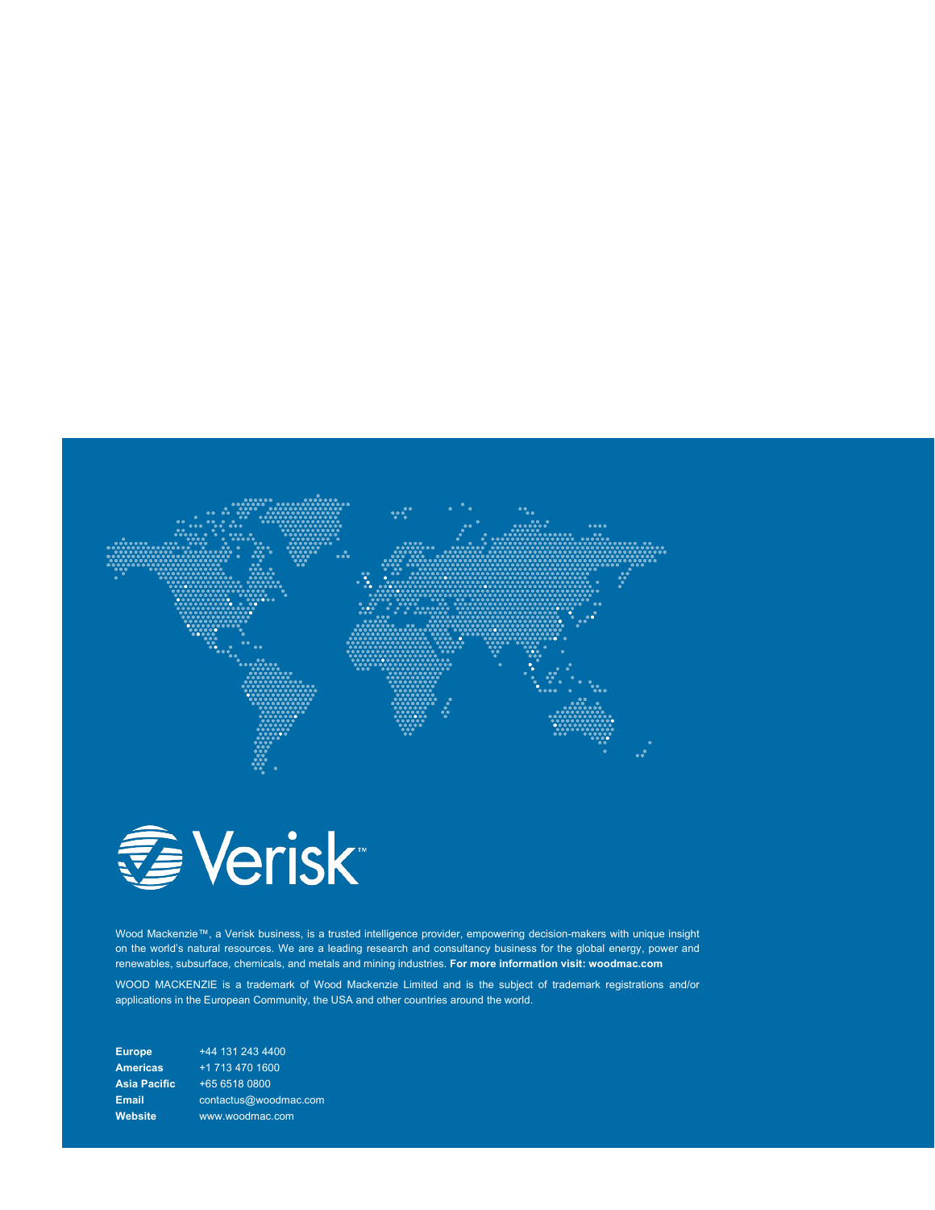Wood Mackenzie™, a Verisk business, is a trusted intelligence provider, empowering decision-makers with unique insight on the world's natural resources. We are a leading research and consultancy business for the global energy, power and renewables, subsurface, chemicals, and metals and mining industries. **For more information visit: woodmac.com**

WOOD MACKENZIE is a trademark of Wood Mackenzie Limited and is the subject of trademark registrations and/or applications in the European Community, the USA and other countries around the world.

| | |
|---|---|
| **Europe** | +44 131 243 4400 |
| **Americas** | +1 713 470 1600 |
| **Asia Pacific** | +65 6518 0800 |
| **Email** | contactus@woodmac.com |
| **Website** | www.woodmac.com |